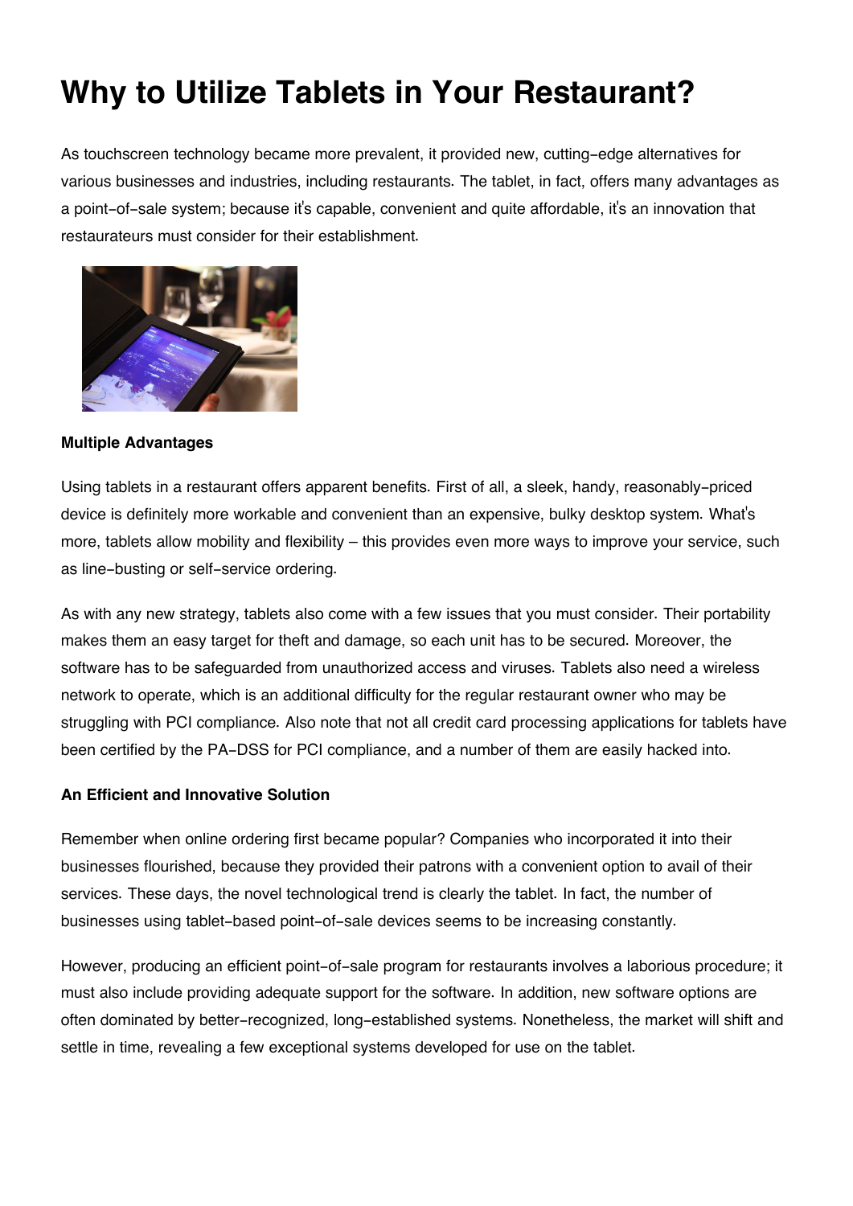# Why to Utilize Tablets in Your Restaurant?

As touchscreen technology became more prevalent, it provided new, cutting-edge alternatives for various businesses and industries, including restaurants. The tablet, in fact, offers many advantages as a point-of-sale system; because it's capable, convenient and quite affordable, it's an innovation that restaurateurs must consider for their establishment.

**Multiple Advantages**

Using tablets in a restaurant offers apparent benefits. First of all, a sleek, handy, reasonably-priced device is definitely more workable and convenient than an expensive, bulky desktop system. What's more, tablets allow mobility and flexibility – this provides even more ways to improve your service, such as line-busting or self-service ordering.

As with any new strategy, tablets also come with a few issues that you must consider. Their portability makes them an easy target for theft and damage, so each unit has to be secured. Moreover, the software has to be safeguarded from unauthorized access and viruses. Tablets also need a wireless network to operate, which is an additional difficulty for the regular restaurant owner who may be struggling with PCI compliance. Also note that not all credit card processing applications for tablets have been certified by the PA-DSS for PCI compliance, and a number of them are easily hacked into.

**An Efficient and Innovative Solution**

Remember when online ordering first became popular? Companies who incorporated it into their businesses flourished, because they provided their patrons with a convenient option to avail of their services. These days, the novel technological trend is clearly the tablet. In fact, the number of businesses using tablet-based point-of-sale devices seems to be increasing constantly.

However, producing an efficient point-of-sale program for restaurants involves a laborious procedure; it must also include providing adequate support for the software. In addition, new software options are often dominated by better-recognized, long-established systems. Nonetheless, the market will shift and settle in time, revealing a few exceptional systems developed for use on the tablet.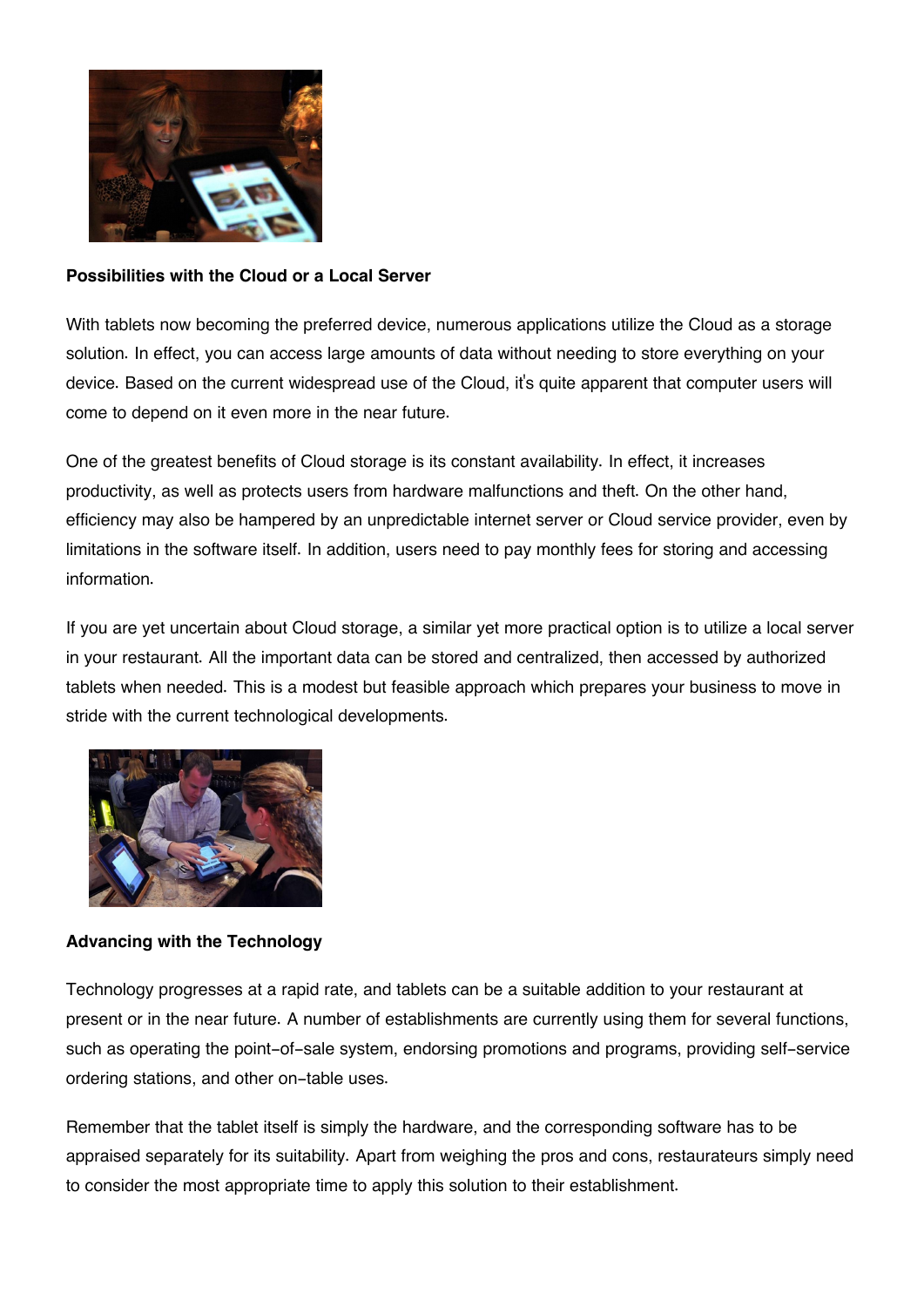**Possibilities with the Cloud or a Local Server**

With tablets now becoming the preferred device, numerous applications utilize the Cloud as a storage solution. In effect, you can access large amounts of data without needing to store everything on your device. Based on the current widespread use of the Cloud, it's quite apparent that computer users will come to depend on it even more in the near future.

One of the greatest benefits of Cloud storage is its constant availability. In effect, it increases productivity, as well as protects users from hardware malfunctions and theft. On the other hand, efficiency may also be hampered by an unpredictable internet server or Cloud service provider, even by limitations in the software itself. In addition, users need to pay monthly fees for storing and accessing information.

If you are yet uncertain about Cloud storage, a similar yet more practical option is to utilize a local server in your restaurant. All the important data can be stored and centralized, then accessed by authorized tablets when needed. This is a modest but feasible approach which prepares your business to move in stride with the current technological developments.

**Advancing with the Technology**

Technology progresses at a rapid rate, and tablets can be a suitable addition to your restaurant at present or in the near future. A number of establishments are currently using them for several functions, such as operating the point-of-sale system, endorsing promotions and programs, providing self-service ordering stations, and other on-table uses.

Remember that the tablet itself is simply the hardware, and the corresponding software has to be appraised separately for its suitability. Apart from weighing the pros and cons, restaurateurs simply need to consider the most appropriate time to apply this solution to their establishment.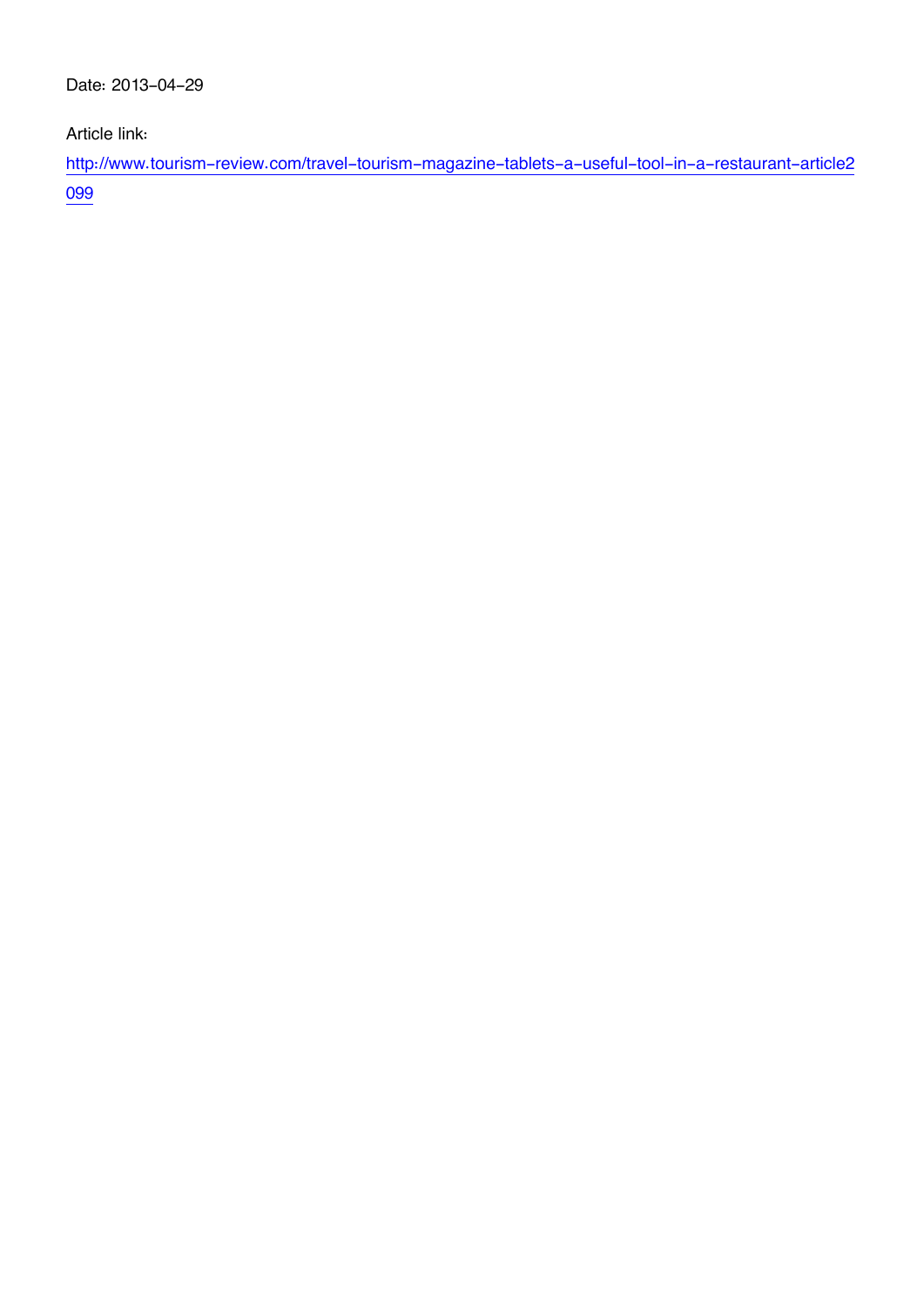Date: 2013-04-29

Article link:

http://www.tourism-review.com/travel-tourism-magazine-tablets-a-useful-tool-in-a-restaurant-article2099